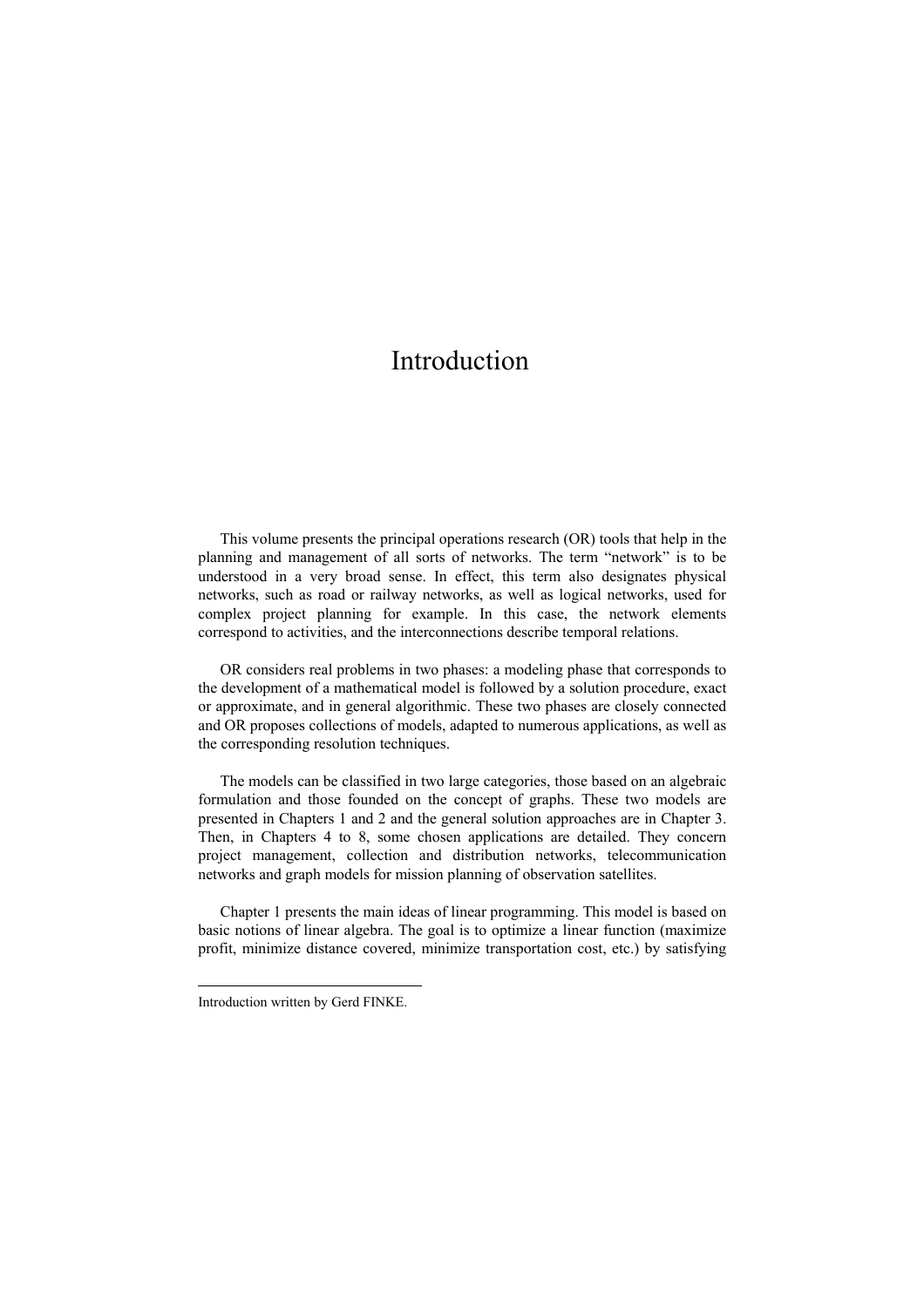# Introduction

This volume presents the principal operations research (OR) tools that help in the planning and management of all sorts of networks. The term "network" is to be understood in a very broad sense. In effect, this term also designates physical networks, such as road or railway networks, as well as logical networks, used for complex project planning for example. In this case, the network elements correspond to activities, and the interconnections describe temporal relations.

OR considers real problems in two phases: a modeling phase that corresponds to the development of a mathematical model is followed by a solution procedure, exact or approximate, and in general algorithmic. These two phases are closely connected and OR proposes collections of models, adapted to numerous applications, as well as the corresponding resolution techniques.

The models can be classified in two large categories, those based on an algebraic formulation and those founded on the concept of graphs. These two models are presented in Chapters 1 and 2 and the general solution approaches are in Chapter 3. Then, in Chapters 4 to 8, some chosen applications are detailed. They concern project management, collection and distribution networks, telecommunication networks and graph models for mission planning of observation satellites.

Chapter 1 presents the main ideas of linear programming. This model is based on basic notions of linear algebra. The goal is to optimize a linear function (maximize profit, minimize distance covered, minimize transportation cost, etc.) by satisfying

---

Introduction written by Gerd FINKE.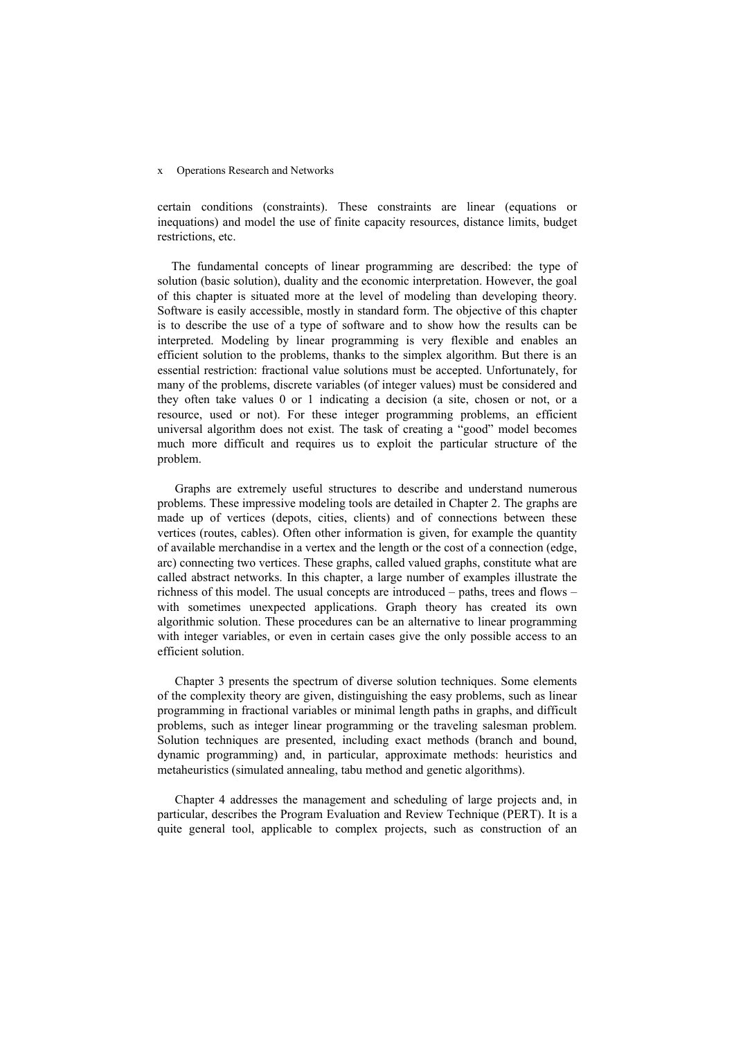certain conditions (constraints). These constraints are linear (equations or inequations) and model the use of finite capacity resources, distance limits, budget restrictions, etc.

The fundamental concepts of linear programming are described: the type of solution (basic solution), duality and the economic interpretation. However, the goal of this chapter is situated more at the level of modeling than developing theory. Software is easily accessible, mostly in standard form. The objective of this chapter is to describe the use of a type of software and to show how the results can be interpreted. Modeling by linear programming is very flexible and enables an efficient solution to the problems, thanks to the simplex algorithm. But there is an essential restriction: fractional value solutions must be accepted. Unfortunately, for many of the problems, discrete variables (of integer values) must be considered and they often take values 0 or 1 indicating a decision (a site, chosen or not, or a resource, used or not). For these integer programming problems, an efficient universal algorithm does not exist. The task of creating a "good" model becomes much more difficult and requires us to exploit the particular structure of the problem.

Graphs are extremely useful structures to describe and understand numerous problems. These impressive modeling tools are detailed in Chapter 2. The graphs are made up of vertices (depots, cities, clients) and of connections between these vertices (routes, cables). Often other information is given, for example the quantity of available merchandise in a vertex and the length or the cost of a connection (edge, arc) connecting two vertices. These graphs, called valued graphs, constitute what are called abstract networks. In this chapter, a large number of examples illustrate the richness of this model. The usual concepts are introduced – paths, trees and flows – with sometimes unexpected applications. Graph theory has created its own algorithmic solution. These procedures can be an alternative to linear programming with integer variables, or even in certain cases give the only possible access to an efficient solution.

Chapter 3 presents the spectrum of diverse solution techniques. Some elements of the complexity theory are given, distinguishing the easy problems, such as linear programming in fractional variables or minimal length paths in graphs, and difficult problems, such as integer linear programming or the traveling salesman problem. Solution techniques are presented, including exact methods (branch and bound, dynamic programming) and, in particular, approximate methods: heuristics and metaheuristics (simulated annealing, tabu method and genetic algorithms).

Chapter 4 addresses the management and scheduling of large projects and, in particular, describes the Program Evaluation and Review Technique (PERT). It is a quite general tool, applicable to complex projects, such as construction of an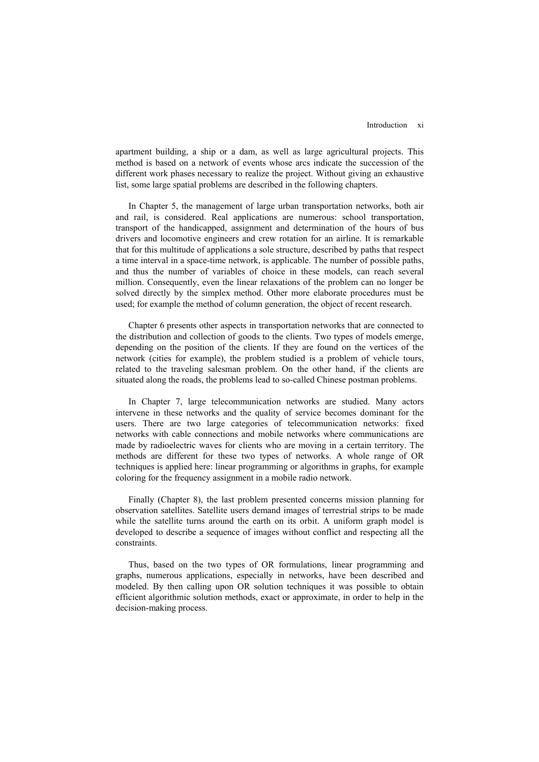apartment building, a ship or a dam, as well as large agricultural projects. This method is based on a network of events whose arcs indicate the succession of the different work phases necessary to realize the project. Without giving an exhaustive list, some large spatial problems are described in the following chapters.

In Chapter 5, the management of large urban transportation networks, both air and rail, is considered. Real applications are numerous: school transportation, transport of the handicapped, assignment and determination of the hours of bus drivers and locomotive engineers and crew rotation for an airline. It is remarkable that for this multitude of applications a sole structure, described by paths that respect a time interval in a space-time network, is applicable. The number of possible paths, and thus the number of variables of choice in these models, can reach several million. Consequently, even the linear relaxations of the problem can no longer be solved directly by the simplex method. Other more elaborate procedures must be used; for example the method of column generation, the object of recent research.

Chapter 6 presents other aspects in transportation networks that are connected to the distribution and collection of goods to the clients. Two types of models emerge, depending on the position of the clients. If they are found on the vertices of the network (cities for example), the problem studied is a problem of vehicle tours, related to the traveling salesman problem. On the other hand, if the clients are situated along the roads, the problems lead to so-called Chinese postman problems.

In Chapter 7, large telecommunication networks are studied. Many actors intervene in these networks and the quality of service becomes dominant for the users. There are two large categories of telecommunication networks: fixed networks with cable connections and mobile networks where communications are made by radioelectric waves for clients who are moving in a certain territory. The methods are different for these two types of networks. A whole range of OR techniques is applied here: linear programming or algorithms in graphs, for example coloring for the frequency assignment in a mobile radio network.

Finally (Chapter 8), the last problem presented concerns mission planning for observation satellites. Satellite users demand images of terrestrial strips to be made while the satellite turns around the earth on its orbit. A uniform graph model is developed to describe a sequence of images without conflict and respecting all the constraints.

Thus, based on the two types of OR formulations, linear programming and graphs, numerous applications, especially in networks, have been described and modeled. By then calling upon OR solution techniques it was possible to obtain efficient algorithmic solution methods, exact or approximate, in order to help in the decision-making process.